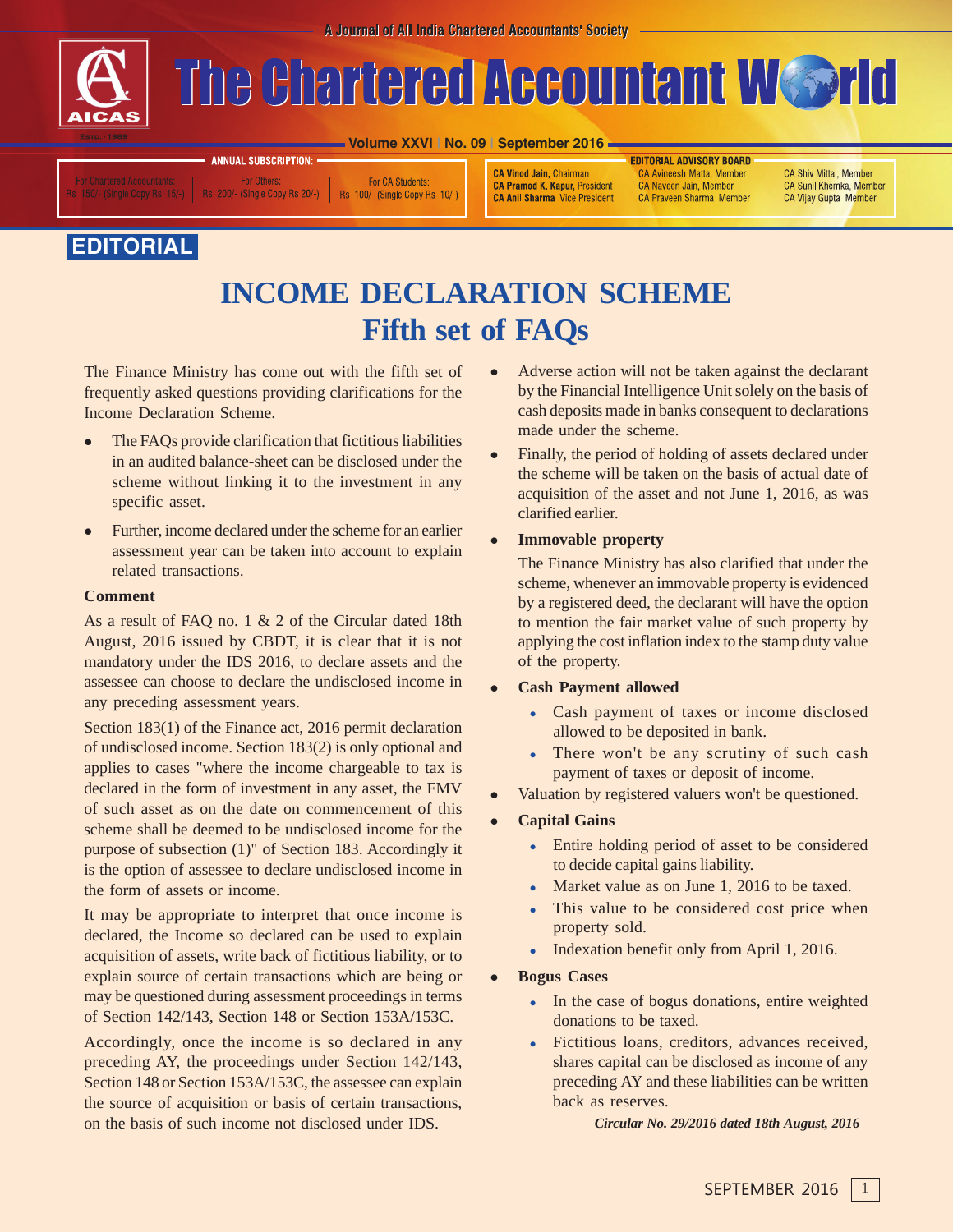A Journal of All India Chartered Accountants' Society

# The Chartered Accountant World

Volume XXVI | No. 09 | September 2016

**ANNUAL SUBSCRIPTION:**

For Chartered Accountants: Rs 150/- (Single Copy Rs 15/-) | For Others: Rs 200/- (Single Copy Rs 20/-) | For CA Students: Rs 100/- (Single Copy Rs 10/-)

**EDITORIAL ADVISORY BOARD**

**CA Vinod Jain**, Chairman
**CA Pramod K. Kapur**, President
**CA Anil Sharma** Vice President
CA Avineesh Matta, Member
CA Naveen Jain, Member
CA Praveen Sharma Member
CA Shiv Mittal, Member
CA Sunil Khemka, Member
CA Vijay Gupta Member

**EDITORIAL**

# INCOME DECLARATION SCHEME
## Fifth set of FAQs

The Finance Ministry has come out with the fifth set of frequently asked questions providing clarifications for the Income Declaration Scheme.

- The FAQs provide clarification that fictitious liabilities in an audited balance-sheet can be disclosed under the scheme without linking it to the investment in any specific asset.
- Further, income declared under the scheme for an earlier assessment year can be taken into account to explain related transactions.

**Comment**

As a result of FAQ no. 1 & 2 of the Circular dated 18th August, 2016 issued by CBDT, it is clear that it is not mandatory under the IDS 2016, to declare assets and the assessee can choose to declare the undisclosed income in any preceding assessment years.

Section 183(1) of the Finance act, 2016 permit declaration of undisclosed income. Section 183(2) is only optional and applies to cases "where the income chargeable to tax is declared in the form of investment in any asset, the FMV of such asset as on the date on commencement of this scheme shall be deemed to be undisclosed income for the purpose of subsection (1)" of Section 183. Accordingly it is the option of assessee to declare undisclosed income in the form of assets or income.

It may be appropriate to interpret that once income is declared, the Income so declared can be used to explain acquisition of assets, write back of fictitious liability, or to explain source of certain transactions which are being or may be questioned during assessment proceedings in terms of Section 142/143, Section 148 or Section 153A/153C.

Accordingly, once the income is so declared in any preceding AY, the proceedings under Section 142/143, Section 148 or Section 153A/153C, the assessee can explain the source of acquisition or basis of certain transactions, on the basis of such income not disclosed under IDS.

- Adverse action will not be taken against the declarant by the Financial Intelligence Unit solely on the basis of cash deposits made in banks consequent to declarations made under the scheme.
- Finally, the period of holding of assets declared under the scheme will be taken on the basis of actual date of acquisition of the asset and not June 1, 2016, as was clarified earlier.
- **Immovable property**

  The Finance Ministry has also clarified that under the scheme, whenever an immovable property is evidenced by a registered deed, the declarant will have the option to mention the fair market value of such property by applying the cost inflation index to the stamp duty value of the property.
- **Cash Payment allowed**
  - Cash payment of taxes or income disclosed allowed to be deposited in bank.
  - There won't be any scrutiny of such cash payment of taxes or deposit of income.
- Valuation by registered valuers won't be questioned.
- **Capital Gains**
  - Entire holding period of asset to be considered to decide capital gains liability.
  - Market value as on June 1, 2016 to be taxed.
  - This value to be considered cost price when property sold.
  - Indexation benefit only from April 1, 2016.
- **Bogus Cases**
  - In the case of bogus donations, entire weighted donations to be taxed.
  - Fictitious loans, creditors, advances received, shares capital can be disclosed as income of any preceding AY and these liabilities can be written back as reserves.

***Circular No. 29/2016 dated 18th August, 2016***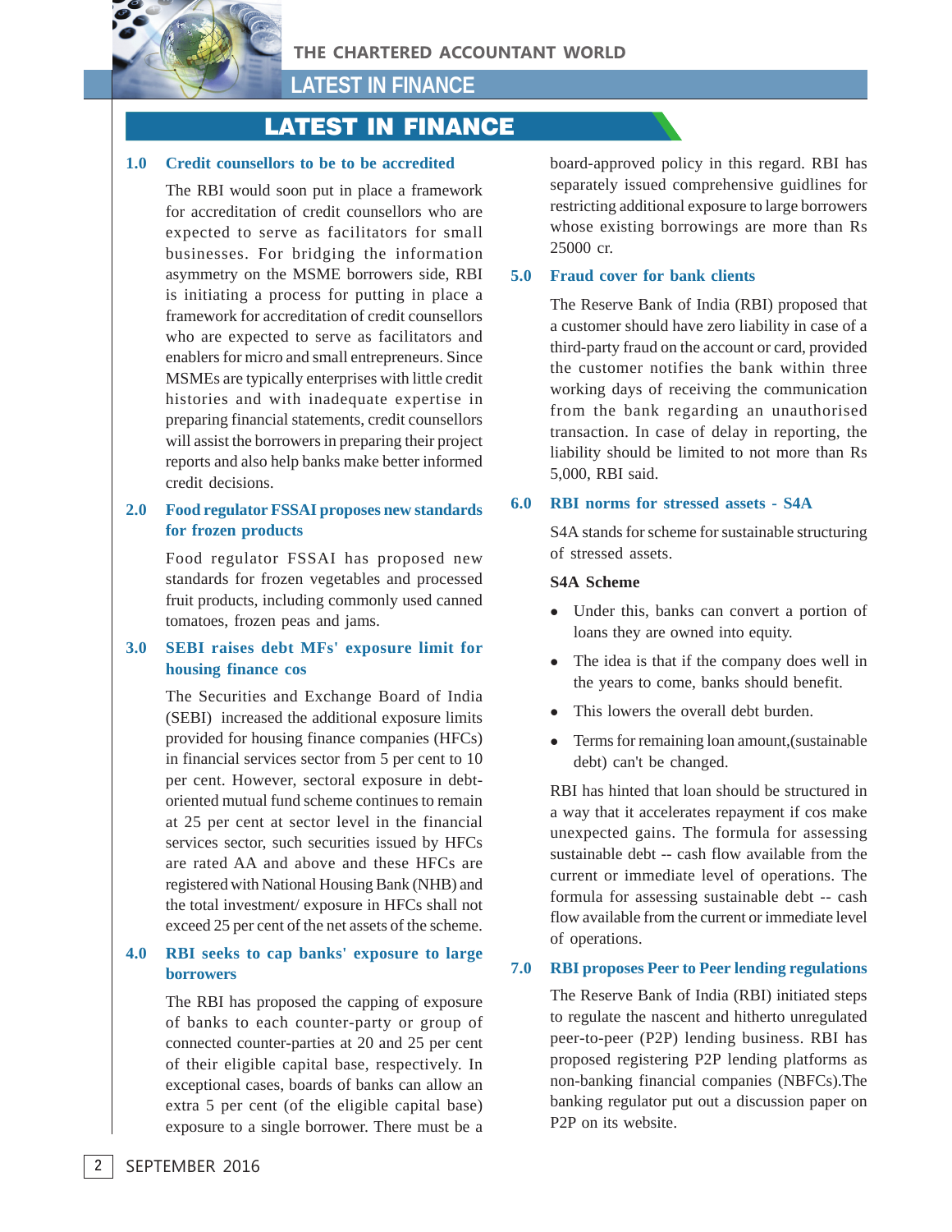# LATEST IN FINANCE

## 1.0 Credit counsellors to be to be accredited

The RBI would soon put in place a framework for accreditation of credit counsellors who are expected to serve as facilitators for small businesses. For bridging the information asymmetry on the MSME borrowers side, RBI is initiating a process for putting in place a framework for accreditation of credit counsellors who are expected to serve as facilitators and enablers for micro and small entrepreneurs. Since MSMEs are typically enterprises with little credit histories and with inadequate expertise in preparing financial statements, credit counsellors will assist the borrowers in preparing their project reports and also help banks make better informed credit decisions.

## 2.0 Food regulator FSSAI proposes new standards for frozen products

Food regulator FSSAI has proposed new standards for frozen vegetables and processed fruit products, including commonly used canned tomatoes, frozen peas and jams.

## 3.0 SEBI raises debt MFs' exposure limit for housing finance cos

The Securities and Exchange Board of India (SEBI) increased the additional exposure limits provided for housing finance companies (HFCs) in financial services sector from 5 per cent to 10 per cent. However, sectoral exposure in debt-oriented mutual fund scheme continues to remain at 25 per cent at sector level in the financial services sector, such securities issued by HFCs are rated AA and above and these HFCs are registered with National Housing Bank (NHB) and the total investment/ exposure in HFCs shall not exceed 25 per cent of the net assets of the scheme.

## 4.0 RBI seeks to cap banks' exposure to large borrowers

The RBI has proposed the capping of exposure of banks to each counter-party or group of connected counter-parties at 20 and 25 per cent of their eligible capital base, respectively. In exceptional cases, boards of banks can allow an extra 5 per cent (of the eligible capital base) exposure to a single borrower. There must be a board-approved policy in this regard. RBI has separately issued comprehensive guidlines for restricting additional exposure to large borrowers whose existing borrowings are more than Rs 25000 cr.

## 5.0 Fraud cover for bank clients

The Reserve Bank of India (RBI) proposed that a customer should have zero liability in case of a third-party fraud on the account or card, provided the customer notifies the bank within three working days of receiving the communication from the bank regarding an unauthorised transaction. In case of delay in reporting, the liability should be limited to not more than Rs 5,000, RBI said.

## 6.0 RBI norms for stressed assets - S4A

S4A stands for scheme for sustainable structuring of stressed assets.

**S4A Scheme**

- Under this, banks can convert a portion of loans they are owned into equity.
- The idea is that if the company does well in the years to come, banks should benefit.
- This lowers the overall debt burden.
- Terms for remaining loan amount,(sustainable debt) can't be changed.

RBI has hinted that loan should be structured in a way that it accelerates repayment if cos make unexpected gains. The formula for assessing sustainable debt -- cash flow available from the current or immediate level of operations. The formula for assessing sustainable debt -- cash flow available from the current or immediate level of operations.

## 7.0 RBI proposes Peer to Peer lending regulations

The Reserve Bank of India (RBI) initiated steps to regulate the nascent and hitherto unregulated peer-to-peer (P2P) lending business. RBI has proposed registering P2P lending platforms as non-banking financial companies (NBFCs).The banking regulator put out a discussion paper on P2P on its website.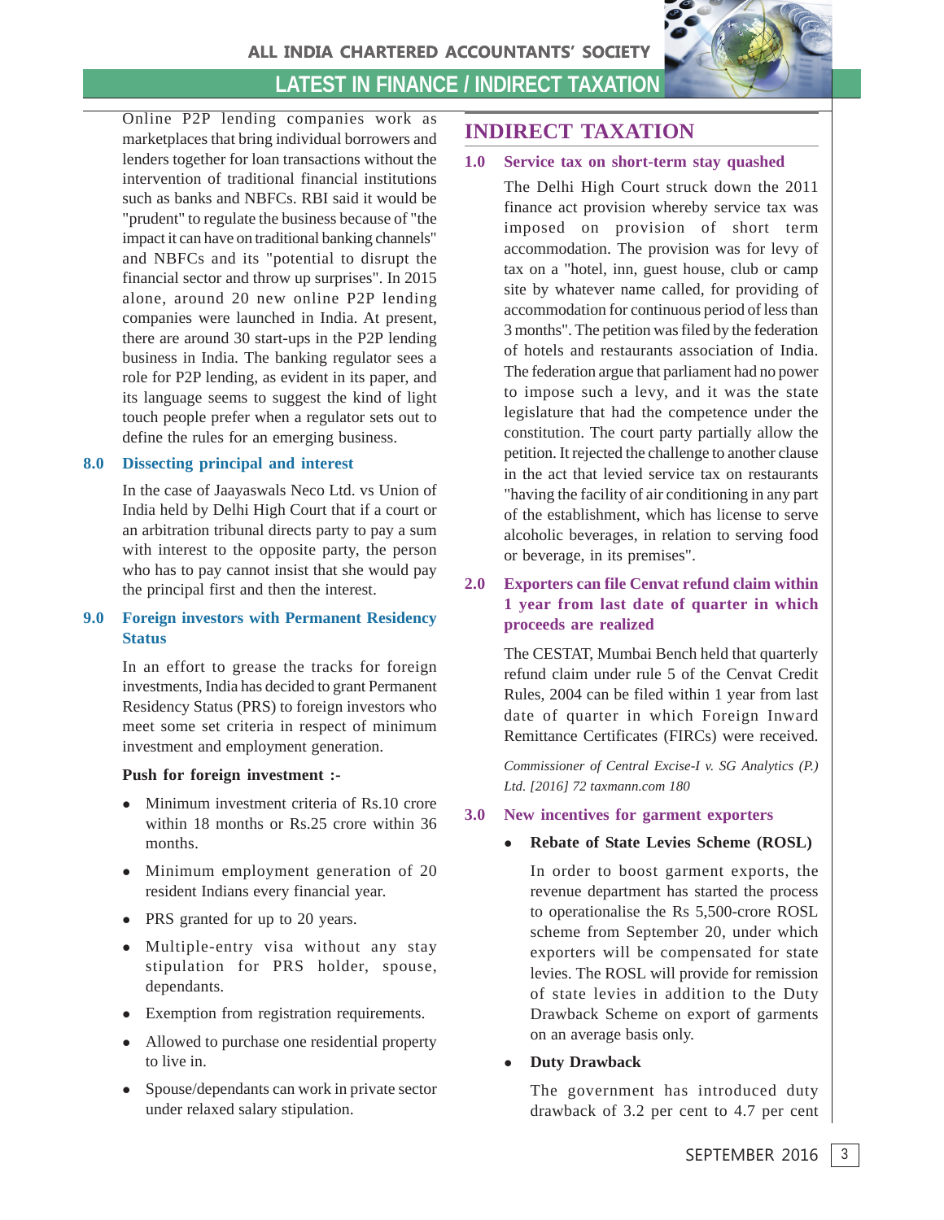Online P2P lending companies work as marketplaces that bring individual borrowers and lenders together for loan transactions without the intervention of traditional financial institutions such as banks and NBFCs. RBI said it would be "prudent" to regulate the business because of "the impact it can have on traditional banking channels" and NBFCs and its "potential to disrupt the financial sector and throw up surprises". In 2015 alone, around 20 new online P2P lending companies were launched in India. At present, there are around 30 start-ups in the P2P lending business in India. The banking regulator sees a role for P2P lending, as evident in its paper, and its language seems to suggest the kind of light touch people prefer when a regulator sets out to define the rules for an emerging business.

### 8.0 Dissecting principal and interest

In the case of Jaayaswals Neco Ltd. vs Union of India held by Delhi High Court that if a court or an arbitration tribunal directs party to pay a sum with interest to the opposite party, the person who has to pay cannot insist that she would pay the principal first and then the interest.

### 9.0 Foreign investors with Permanent Residency Status

In an effort to grease the tracks for foreign investments, India has decided to grant Permanent Residency Status (PRS) to foreign investors who meet some set criteria in respect of minimum investment and employment generation.

**Push for foreign investment :-**

- Minimum investment criteria of Rs.10 crore within 18 months or Rs.25 crore within 36 months.
- Minimum employment generation of 20 resident Indians every financial year.
- PRS granted for up to 20 years.
- Multiple-entry visa without any stay stipulation for PRS holder, spouse, dependants.
- Exemption from registration requirements.
- Allowed to purchase one residential property to live in.
- Spouse/dependants can work in private sector under relaxed salary stipulation.

## INDIRECT TAXATION

### 1.0 Service tax on short-term stay quashed

The Delhi High Court struck down the 2011 finance act provision whereby service tax was imposed on provision of short term accommodation. The provision was for levy of tax on a "hotel, inn, guest house, club or camp site by whatever name called, for providing of accommodation for continuous period of less than 3 months". The petition was filed by the federation of hotels and restaurants association of India. The federation argue that parliament had no power to impose such a levy, and it was the state legislature that had the competence under the constitution. The court party partially allow the petition. It rejected the challenge to another clause in the act that levied service tax on restaurants "having the facility of air conditioning in any part of the establishment, which has license to serve alcoholic beverages, in relation to serving food or beverage, in its premises".

### 2.0 Exporters can file Cenvat refund claim within 1 year from last date of quarter in which proceeds are realized

The CESTAT, Mumbai Bench held that quarterly refund claim under rule 5 of the Cenvat Credit Rules, 2004 can be filed within 1 year from last date of quarter in which Foreign Inward Remittance Certificates (FIRCs) were received.

*Commissioner of Central Excise-I v. SG Analytics (P.) Ltd. [2016] 72 taxmann.com 180*

### 3.0 New incentives for garment exporters

- **Rebate of State Levies Scheme (ROSL)**

  In order to boost garment exports, the revenue department has started the process to operationalise the Rs 5,500-crore ROSL scheme from September 20, under which exporters will be compensated for state levies. The ROSL will provide for remission of state levies in addition to the Duty Drawback Scheme on export of garments on an average basis only.

- **Duty Drawback**

  The government has introduced duty drawback of 3.2 per cent to 4.7 per cent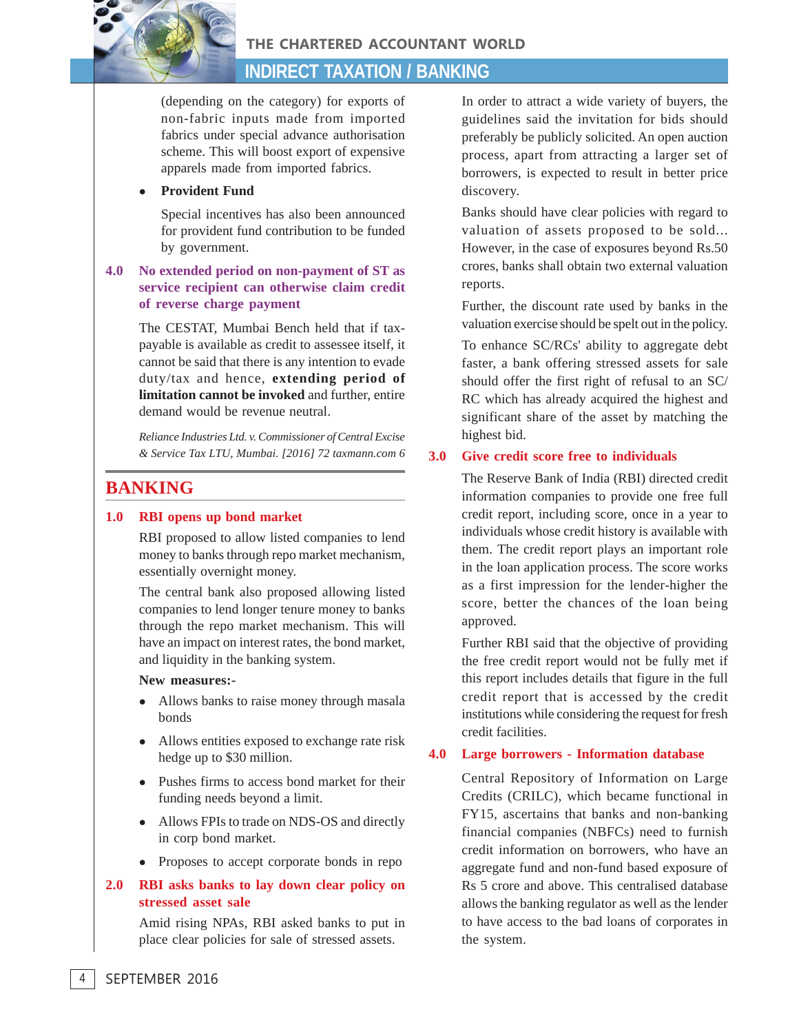(depending on the category) for exports of non-fabric inputs made from imported fabrics under special advance authorisation scheme. This will boost export of expensive apparels made from imported fabrics.

- **Provident Fund**

  Special incentives has also been announced for provident fund contribution to be funded by government.

### 4.0 No extended period on non-payment of ST as service recipient can otherwise claim credit of reverse charge payment

The CESTAT, Mumbai Bench held that if tax-payable is available as credit to assessee itself, it cannot be said that there is any intention to evade duty/tax and hence, **extending period of limitation cannot be invoked** and further, entire demand would be revenue neutral.

*Reliance Industries Ltd. v. Commissioner of Central Excise & Service Tax LTU, Mumbai. [2016] 72 taxmann.com 6*

## BANKING

### 1.0 RBI opens up bond market

RBI proposed to allow listed companies to lend money to banks through repo market mechanism, essentially overnight money.

The central bank also proposed allowing listed companies to lend longer tenure money to banks through the repo market mechanism. This will have an impact on interest rates, the bond market, and liquidity in the banking system.

**New measures:-**

- Allows banks to raise money through masala bonds
- Allows entities exposed to exchange rate risk hedge up to $30 million.
- Pushes firms to access bond market for their funding needs beyond a limit.
- Allows FPIs to trade on NDS-OS and directly in corp bond market.
- Proposes to accept corporate bonds in repo

### 2.0 RBI asks banks to lay down clear policy on stressed asset sale

Amid rising NPAs, RBI asked banks to put in place clear policies for sale of stressed assets.

In order to attract a wide variety of buyers, the guidelines said the invitation for bids should preferably be publicly solicited. An open auction process, apart from attracting a larger set of borrowers, is expected to result in better price discovery.

Banks should have clear policies with regard to valuation of assets proposed to be sold... However, in the case of exposures beyond Rs.50 crores, banks shall obtain two external valuation reports.

Further, the discount rate used by banks in the valuation exercise should be spelt out in the policy.

To enhance SC/RCs' ability to aggregate debt faster, a bank offering stressed assets for sale should offer the first right of refusal to an SC/RC which has already acquired the highest and significant share of the asset by matching the highest bid.

### 3.0 Give credit score free to individuals

The Reserve Bank of India (RBI) directed credit information companies to provide one free full credit report, including score, once in a year to individuals whose credit history is available with them. The credit report plays an important role in the loan application process. The score works as a first impression for the lender-higher the score, better the chances of the loan being approved.

Further RBI said that the objective of providing the free credit report would not be fully met if this report includes details that figure in the full credit report that is accessed by the credit institutions while considering the request for fresh credit facilities.

### 4.0 Large borrowers - Information database

Central Repository of Information on Large Credits (CRILC), which became functional in FY15, ascertains that banks and non-banking financial companies (NBFCs) need to furnish credit information on borrowers, who have an aggregate fund and non-fund based exposure of Rs 5 crore and above. This centralised database allows the banking regulator as well as the lender to have access to the bad loans of corporates in the system.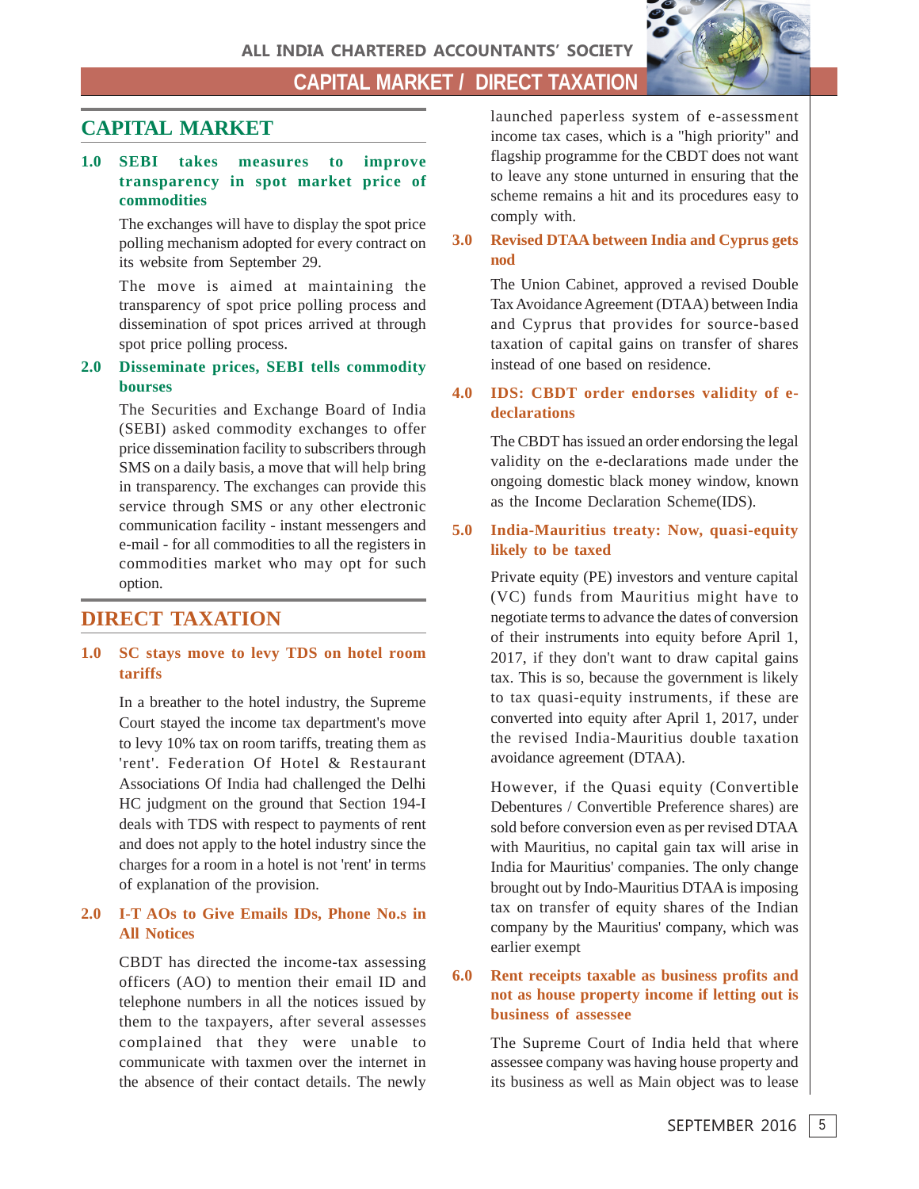# CAPITAL MARKET

### 1.0 SEBI takes measures to improve transparency in spot market price of commodities

The exchanges will have to display the spot price polling mechanism adopted for every contract on its website from September 29.

The move is aimed at maintaining the transparency of spot price polling process and dissemination of spot prices arrived at through spot price polling process.

### 2.0 Disseminate prices, SEBI tells commodity bourses

The Securities and Exchange Board of India (SEBI) asked commodity exchanges to offer price dissemination facility to subscribers through SMS on a daily basis, a move that will help bring in transparency. The exchanges can provide this service through SMS or any other electronic communication facility - instant messengers and e-mail - for all commodities to all the registers in commodities market who may opt for such option.

# DIRECT TAXATION

### 1.0 SC stays move to levy TDS on hotel room tariffs

In a breather to the hotel industry, the Supreme Court stayed the income tax department's move to levy 10% tax on room tariffs, treating them as 'rent'. Federation Of Hotel & Restaurant Associations Of India had challenged the Delhi HC judgment on the ground that Section 194-I deals with TDS with respect to payments of rent and does not apply to the hotel industry since the charges for a room in a hotel is not 'rent' in terms of explanation of the provision.

### 2.0 I-T AOs to Give Emails IDs, Phone No.s in All Notices

CBDT has directed the income-tax assessing officers (AO) to mention their email ID and telephone numbers in all the notices issued by them to the taxpayers, after several assesses complained that they were unable to communicate with taxmen over the internet in the absence of their contact details. The newly launched paperless system of e-assessment income tax cases, which is a "high priority" and flagship programme for the CBDT does not want to leave any stone unturned in ensuring that the scheme remains a hit and its procedures easy to comply with.

### 3.0 Revised DTAA between India and Cyprus gets nod

The Union Cabinet, approved a revised Double Tax Avoidance Agreement (DTAA) between India and Cyprus that provides for source-based taxation of capital gains on transfer of shares instead of one based on residence.

### 4.0 IDS: CBDT order endorses validity of e-declarations

The CBDT has issued an order endorsing the legal validity on the e-declarations made under the ongoing domestic black money window, known as the Income Declaration Scheme(IDS).

### 5.0 India-Mauritius treaty: Now, quasi-equity likely to be taxed

Private equity (PE) investors and venture capital (VC) funds from Mauritius might have to negotiate terms to advance the dates of conversion of their instruments into equity before April 1, 2017, if they don't want to draw capital gains tax. This is so, because the government is likely to tax quasi-equity instruments, if these are converted into equity after April 1, 2017, under the revised India-Mauritius double taxation avoidance agreement (DTAA).

However, if the Quasi equity (Convertible Debentures / Convertible Preference shares) are sold before conversion even as per revised DTAA with Mauritius, no capital gain tax will arise in India for Mauritius' companies. The only change brought out by Indo-Mauritius DTAA is imposing tax on transfer of equity shares of the Indian company by the Mauritius' company, which was earlier exempt

### 6.0 Rent receipts taxable as business profits and not as house property income if letting out is business of assessee

The Supreme Court of India held that where assessee company was having house property and its business as well as Main object was to lease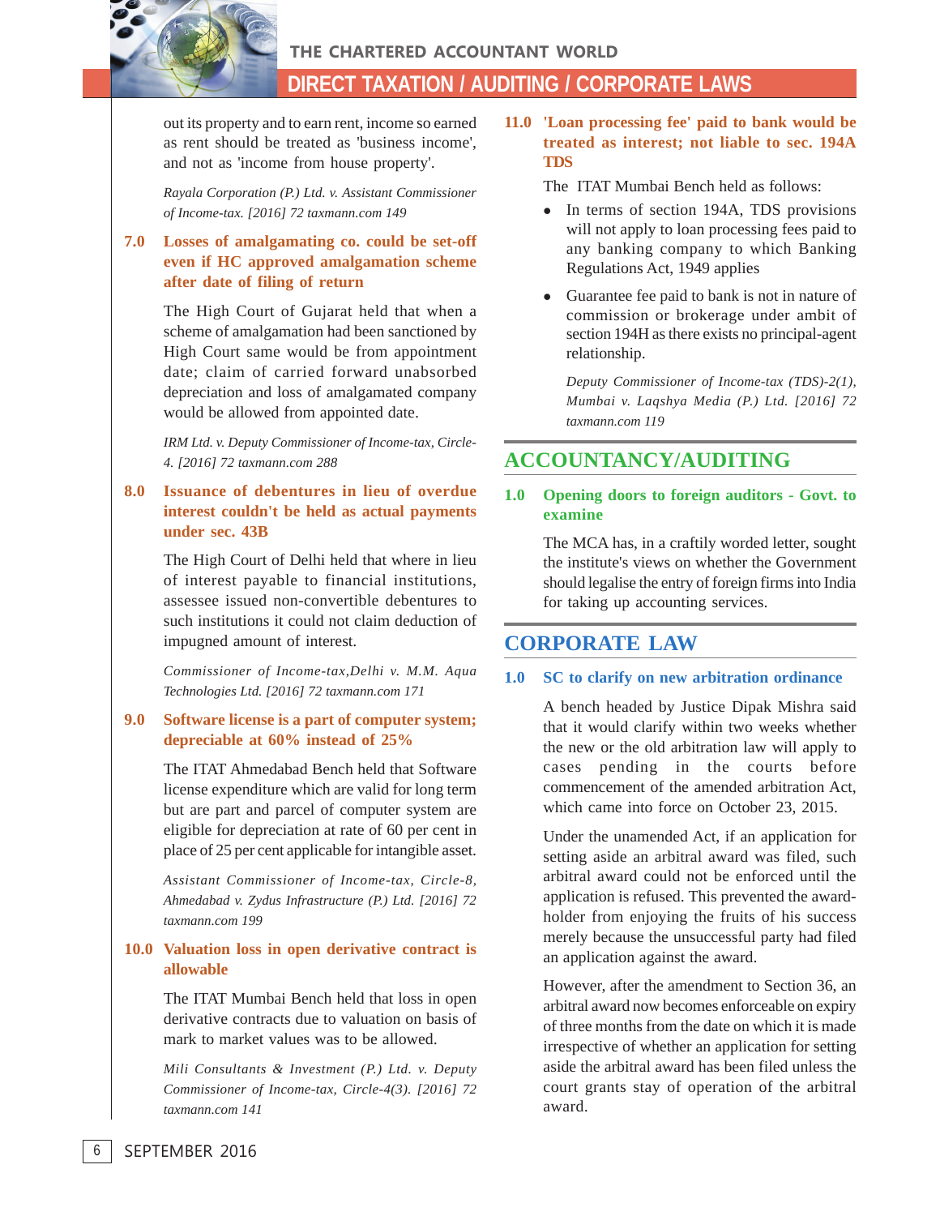out its property and to earn rent, income so earned as rent should be treated as 'business income', and not as 'income from house property'.

*Rayala Corporation (P.) Ltd. v. Assistant Commissioner of Income-tax. [2016] 72 taxmann.com 149*

### 7.0 Losses of amalgamating co. could be set-off even if HC approved amalgamation scheme after date of filing of return

The High Court of Gujarat held that when a scheme of amalgamation had been sanctioned by High Court same would be from appointment date; claim of carried forward unabsorbed depreciation and loss of amalgamated company would be allowed from appointed date.

*IRM Ltd. v. Deputy Commissioner of Income-tax, Circle-4. [2016] 72 taxmann.com 288*

### 8.0 Issuance of debentures in lieu of overdue interest couldn't be held as actual payments under sec. 43B

The High Court of Delhi held that where in lieu of interest payable to financial institutions, assessee issued non-convertible debentures to such institutions it could not claim deduction of impugned amount of interest.

*Commissioner of Income-tax,Delhi v. M.M. Aqua Technologies Ltd. [2016] 72 taxmann.com 171*

### 9.0 Software license is a part of computer system; depreciable at 60% instead of 25%

The ITAT Ahmedabad Bench held that Software license expenditure which are valid for long term but are part and parcel of computer system are eligible for depreciation at rate of 60 per cent in place of 25 per cent applicable for intangible asset.

*Assistant Commissioner of Income-tax, Circle-8, Ahmedabad v. Zydus Infrastructure (P.) Ltd. [2016] 72 taxmann.com 199*

### 10.0 Valuation loss in open derivative contract is allowable

The ITAT Mumbai Bench held that loss in open derivative contracts due to valuation on basis of mark to market values was to be allowed.

*Mili Consultants & Investment (P.) Ltd. v. Deputy Commissioner of Income-tax, Circle-4(3). [2016] 72 taxmann.com 141*

### 11.0 'Loan processing fee' paid to bank would be treated as interest; not liable to sec. 194A TDS

The ITAT Mumbai Bench held as follows:

- In terms of section 194A, TDS provisions will not apply to loan processing fees paid to any banking company to which Banking Regulations Act, 1949 applies
- Guarantee fee paid to bank is not in nature of commission or brokerage under ambit of section 194H as there exists no principal-agent relationship.

*Deputy Commissioner of Income-tax (TDS)-2(1), Mumbai v. Laqshya Media (P.) Ltd. [2016] 72 taxmann.com 119*

## ACCOUNTANCY/AUDITING

### 1.0 Opening doors to foreign auditors - Govt. to examine

The MCA has, in a craftily worded letter, sought the institute's views on whether the Government should legalise the entry of foreign firms into India for taking up accounting services.

## CORPORATE LAW

### 1.0 SC to clarify on new arbitration ordinance

A bench headed by Justice Dipak Mishra said that it would clarify within two weeks whether the new or the old arbitration law will apply to cases pending in the courts before commencement of the amended arbitration Act, which came into force on October 23, 2015.

Under the unamended Act, if an application for setting aside an arbitral award was filed, such arbitral award could not be enforced until the application is refused. This prevented the award-holder from enjoying the fruits of his success merely because the unsuccessful party had filed an application against the award.

However, after the amendment to Section 36, an arbitral award now becomes enforceable on expiry of three months from the date on which it is made irrespective of whether an application for setting aside the arbitral award has been filed unless the court grants stay of operation of the arbitral award.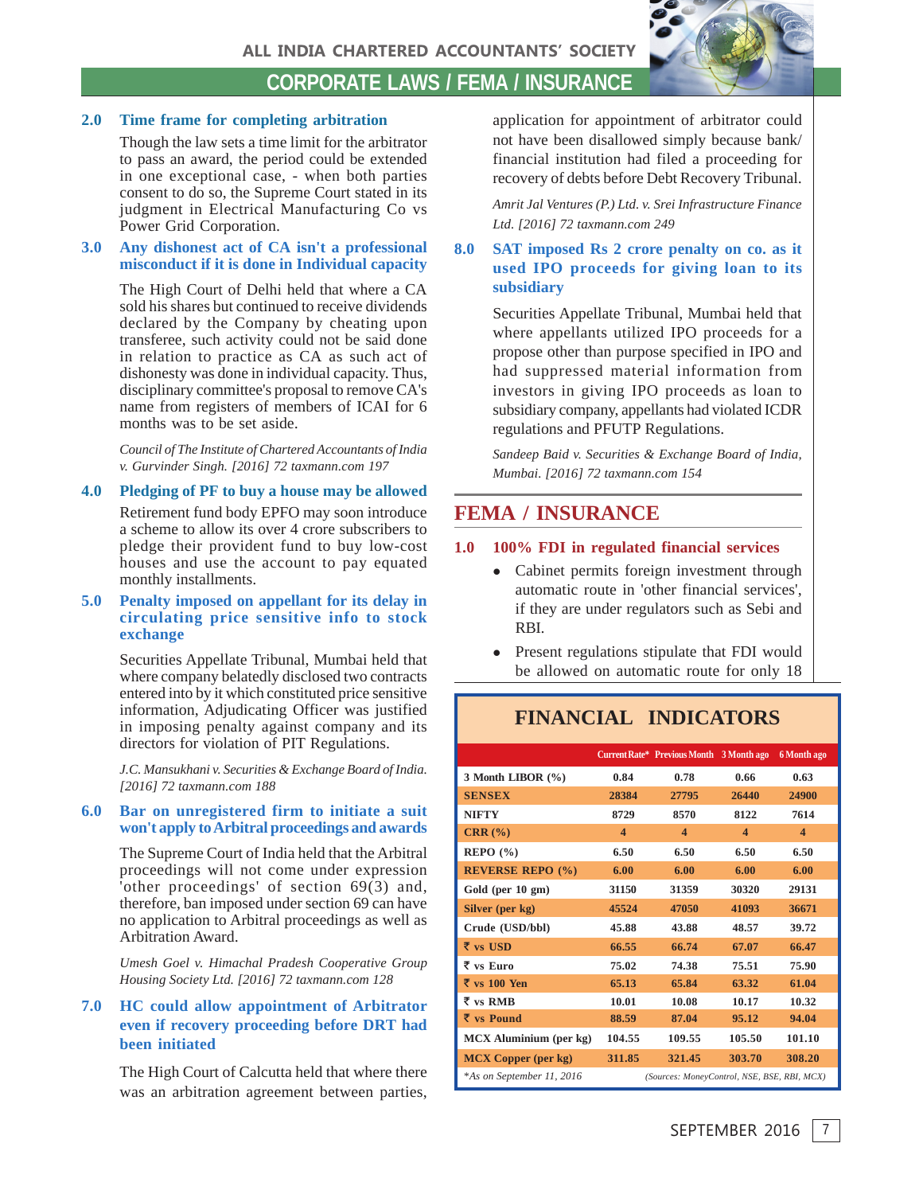## 2.0 Time frame for completing arbitration

Though the law sets a time limit for the arbitrator to pass an award, the period could be extended in one exceptional case, - when both parties consent to do so, the Supreme Court stated in its judgment in Electrical Manufacturing Co vs Power Grid Corporation.

## 3.0 Any dishonest act of CA isn't a professional misconduct if it is done in Individual capacity

The High Court of Delhi held that where a CA sold his shares but continued to receive dividends declared by the Company by cheating upon transferee, such activity could not be said done in relation to practice as CA as such act of dishonesty was done in individual capacity. Thus, disciplinary committee's proposal to remove CA's name from registers of members of ICAI for 6 months was to be set aside.

*Council of The Institute of Chartered Accountants of India v. Gurvinder Singh. [2016] 72 taxmann.com 197*

## 4.0 Pledging of PF to buy a house may be allowed

Retirement fund body EPFO may soon introduce a scheme to allow its over 4 crore subscribers to pledge their provident fund to buy low-cost houses and use the account to pay equated monthly installments.

## 5.0 Penalty imposed on appellant for its delay in circulating price sensitive info to stock exchange

Securities Appellate Tribunal, Mumbai held that where company belatedly disclosed two contracts entered into by it which constituted price sensitive information, Adjudicating Officer was justified in imposing penalty against company and its directors for violation of PIT Regulations.

*J.C. Mansukhani v. Securities & Exchange Board of India. [2016] 72 taxmann.com 188*

## 6.0 Bar on unregistered firm to initiate a suit won't apply to Arbitral proceedings and awards

The Supreme Court of India held that the Arbitral proceedings will not come under expression 'other proceedings' of section 69(3) and, therefore, ban imposed under section 69 can have no application to Arbitral proceedings as well as Arbitration Award.

*Umesh Goel v. Himachal Pradesh Cooperative Group Housing Society Ltd. [2016] 72 taxmann.com 128*

## 7.0 HC could allow appointment of Arbitrator even if recovery proceeding before DRT had been initiated

The High Court of Calcutta held that where there was an arbitration agreement between parties, application for appointment of arbitrator could not have been disallowed simply because bank/ financial institution had filed a proceeding for recovery of debts before Debt Recovery Tribunal.

*Amrit Jal Ventures (P.) Ltd. v. Srei Infrastructure Finance Ltd. [2016] 72 taxmann.com 249*

## 8.0 SAT imposed Rs 2 crore penalty on co. as it used IPO proceeds for giving loan to its subsidiary

Securities Appellate Tribunal, Mumbai held that where appellants utilized IPO proceeds for a propose other than purpose specified in IPO and had suppressed material information from investors in giving IPO proceeds as loan to subsidiary company, appellants had violated ICDR regulations and PFUTP Regulations.

*Sandeep Baid v. Securities & Exchange Board of India, Mumbai. [2016] 72 taxmann.com 154*

# FEMA / INSURANCE

## 1.0 100% FDI in regulated financial services

- Cabinet permits foreign investment through automatic route in 'other financial services', if they are under regulators such as Sebi and RBI.
- Present regulations stipulate that FDI would be allowed on automatic route for only 18

## FINANCIAL INDICATORS

| | Current Rate* | Previous Month | 3 Month ago | 6 Month ago |
|---|---|---|---|---|
| 3 Month LIBOR (%) | 0.84 | 0.78 | 0.66 | 0.63 |
| SENSEX | 28384 | 27795 | 26440 | 24900 |
| NIFTY | 8729 | 8570 | 8122 | 7614 |
| CRR (%) | 4 | 4 | 4 | 4 |
| REPO (%) | 6.50 | 6.50 | 6.50 | 6.50 |
| REVERSE REPO (%) | 6.00 | 6.00 | 6.00 | 6.00 |
| Gold (per 10 gm) | 31150 | 31359 | 30320 | 29131 |
| Silver (per kg) | 45524 | 47050 | 41093 | 36671 |
| Crude (USD/bbl) | 45.88 | 43.88 | 48.57 | 39.72 |
| ₹ vs USD | 66.55 | 66.74 | 67.07 | 66.47 |
| ₹ vs Euro | 75.02 | 74.38 | 75.51 | 75.90 |
| ₹ vs 100 Yen | 65.13 | 65.84 | 63.32 | 61.04 |
| ₹ vs RMB | 10.01 | 10.08 | 10.17 | 10.32 |
| ₹ vs Pound | 88.59 | 87.04 | 95.12 | 94.04 |
| MCX Aluminium (per kg) | 104.55 | 109.55 | 105.50 | 101.10 |
| MCX Copper (per kg) | 311.85 | 321.45 | 303.70 | 308.20 |

*As on September 11, 2016 (Sources: MoneyControl, NSE, BSE, RBI, MCX)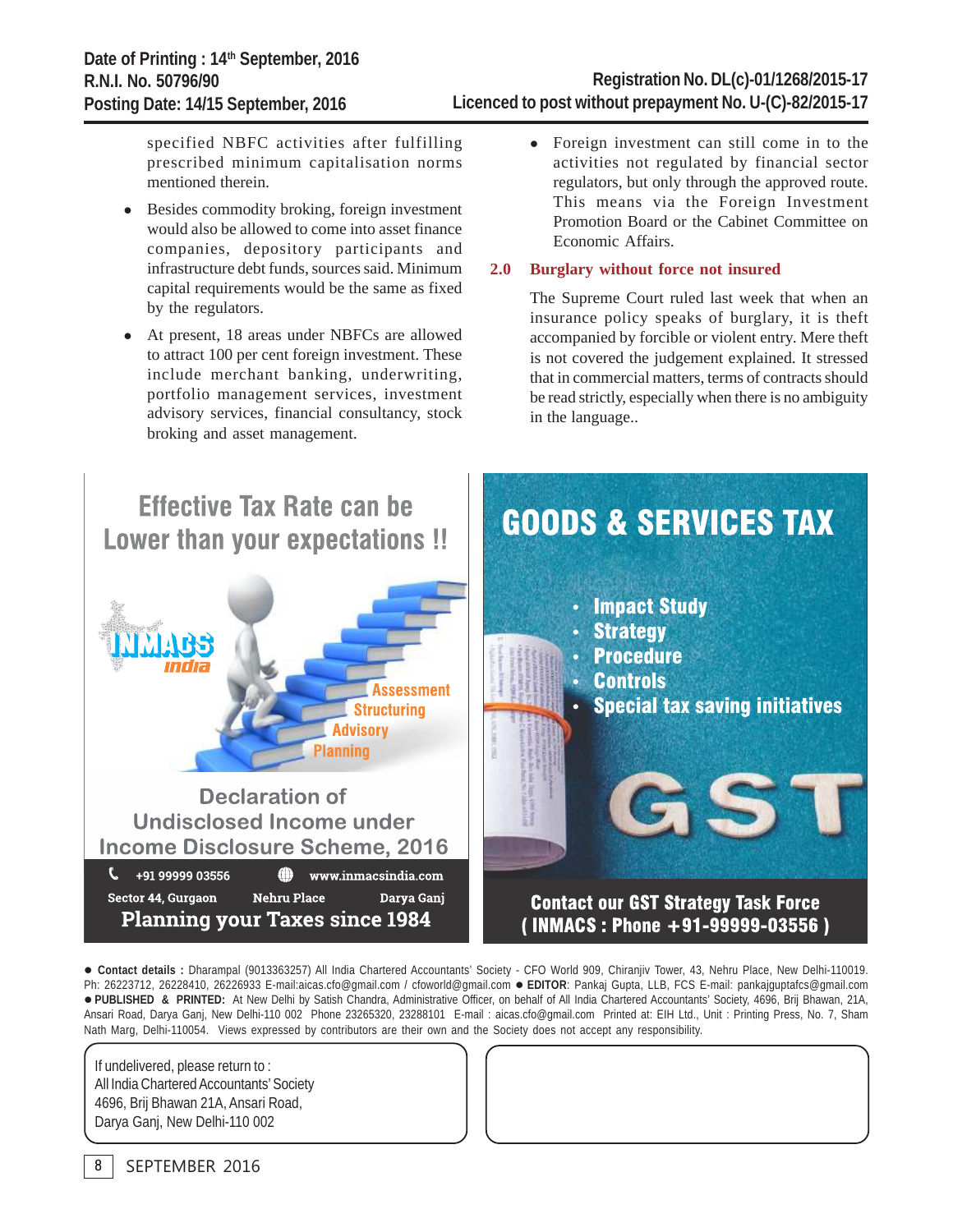Date of Printing : 14th September, 2016
R.N.I. No. 50796/90
Posting Date: 14/15 September, 2016

Registration No. DL(c)-01/1268/2015-17
Licenced to post without prepayment No. U-(C)-82/2015-17

specified NBFC activities after fulfilling prescribed minimum capitalisation norms mentioned therein.

- Besides commodity broking, foreign investment would also be allowed to come into asset finance companies, depository participants and infrastructure debt funds, sources said. Minimum capital requirements would be the same as fixed by the regulators.
- At present, 18 areas under NBFCs are allowed to attract 100 per cent foreign investment. These include merchant banking, underwriting, portfolio management services, investment advisory services, financial consultancy, stock broking and asset management.
- Foreign investment can still come in to the activities not regulated by financial sector regulators, but only through the approved route. This means via the Foreign Investment Promotion Board or the Cabinet Committee on Economic Affairs.

## 2.0 Burglary without force not insured

The Supreme Court ruled last week that when an insurance policy speaks of burglary, it is theft accompanied by forcible or violent entry. Mere theft is not covered the judgement explained. It stressed that in commercial matters, terms of contracts should be read strictly, especially when there is no ambiguity in the language..

**Effective Tax Rate can be Lower than your expectations !!**

INMACS India

Assessment
Structuring
Advisory
Planning

Declaration of Undisclosed Income under Income Disclosure Scheme, 2016

+91 99999 03556 www.inmacsindia.com

Sector 44, Gurgaon Nehru Place Darya Ganj

**Planning your Taxes since 1984**

**GOODS & SERVICES TAX**

- Impact Study
- Strategy
- Procedure
- Controls
- Special tax saving initiatives

GST

**Contact our GST Strategy Task Force ( INMACS : Phone +91-99999-03556 )**

● **Contact details :** Dharampal (9013363257) All India Chartered Accountants' Society - CFO World 909, Chiranjiv Tower, 43, Nehru Place, New Delhi-110019. Ph: 26223712, 26228410, 26226933 E-mail:aicas.cfo@gmail.com / cfoworld@gmail.com ● **EDITOR**: Pankaj Gupta, LLB, FCS E-mail: pankajguptafcs@gmail.com ● **PUBLISHED & PRINTED:** At New Delhi by Satish Chandra, Administrative Officer, on behalf of All India Chartered Accountants' Society, 4696, Brij Bhawan, 21A, Ansari Road, Darya Ganj, New Delhi-110 002 Phone 23265320, 23288101 E-mail : aicas.cfo@gmail.com Printed at: EIH Ltd., Unit : Printing Press, No. 7, Sham Nath Marg, Delhi-110054. Views expressed by contributors are their own and the Society does not accept any responsibility.

If undelivered, please return to :
All India Chartered Accountants' Society
4696, Brij Bhawan 21A, Ansari Road,
Darya Ganj, New Delhi-110 002